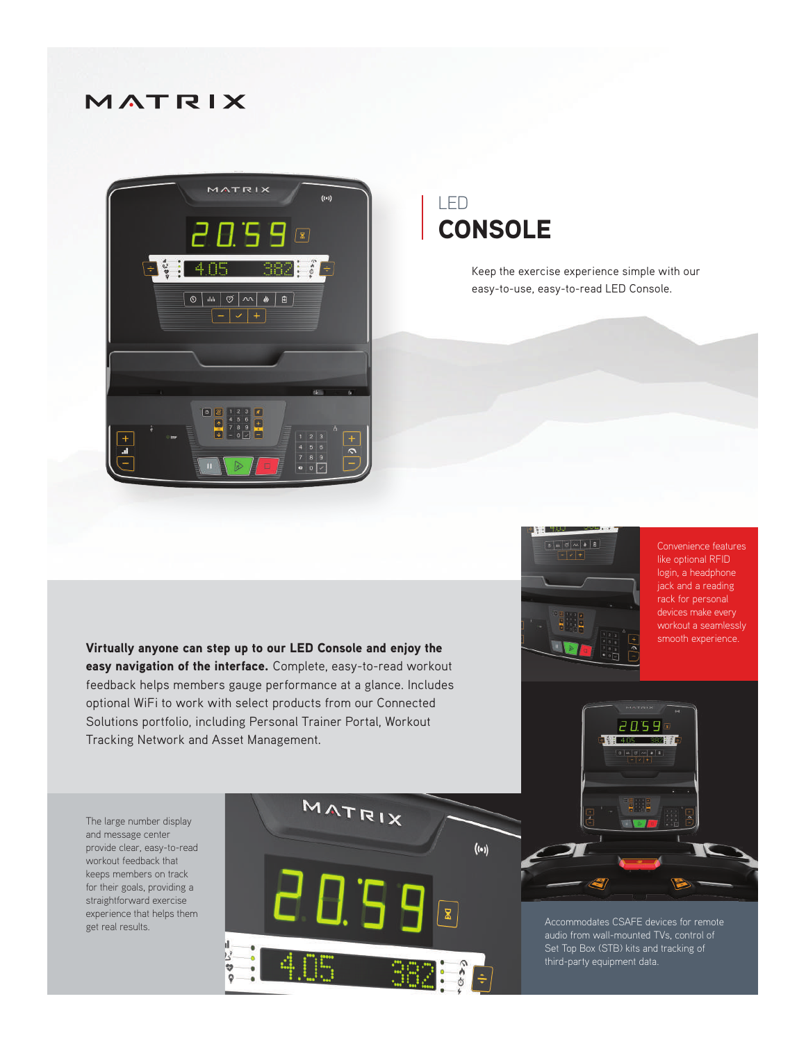# MATRIX

## LED CONSOLE

Keep the exercise experience simple with our easy-to-use, easy-to-read LED Console.

**Virtually anyone can step up to our LED Console and enjoy the easy navigation of the interface.** Complete, easy-to-read workout feedback helps members gauge performance at a glance. Includes optional WiFi to work with select products from our Connected Solutions portfolio, including Personal Trainer Portal, Workout Tracking Network and Asset Management.

Convenience features like optional RFID login, a headphone jack and a reading rack for personal devices make every workout a seamlessly smooth experience.

The large number display and message center provide clear, easy-to-read workout feedback that keeps members on track for their goals, providing a straightforward exercise experience that helps them get real results.

Accommodates CSAFE devices for remote audio from wall-mounted TVs, control of Set Top Box (STB) kits and tracking of third-party equipment data.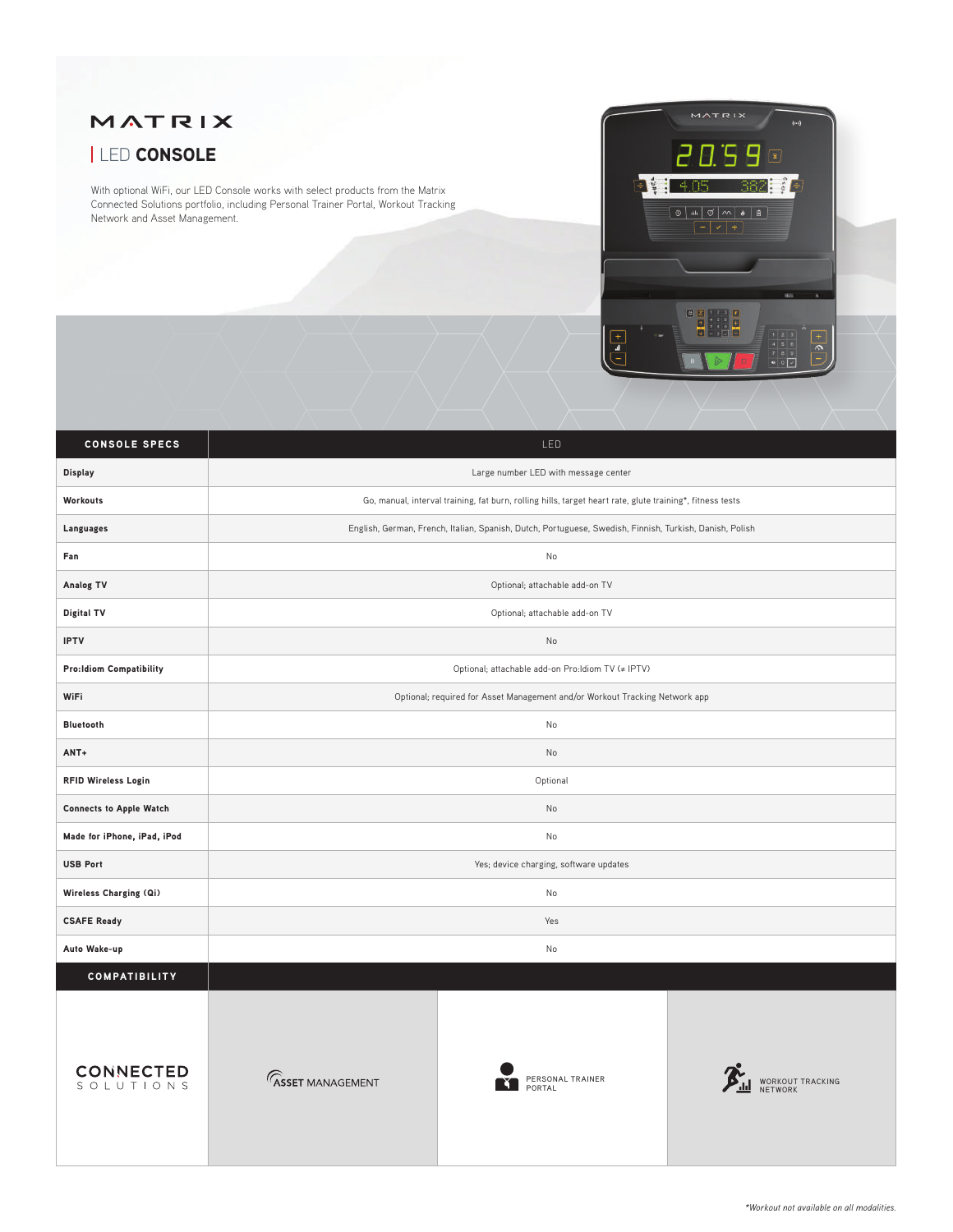# MATRIX

## LED CONSOLE

With optional WiFi, our LED Console works with select products from the Matrix Connected Solutions portfolio, including Personal Trainer Portal, Workout Tracking Network and Asset Management.

| CONSOLE SPECS | LED |
|---|---|
| **Display** | Large number LED with message center |
| **Workouts** | Go, manual, interval training, fat burn, rolling hills, target heart rate, glute training*, fitness tests |
| **Languages** | English, German, French, Italian, Spanish, Dutch, Portuguese, Swedish, Finnish, Turkish, Danish, Polish |
| **Fan** | No |
| **Analog TV** | Optional; attachable add-on TV |
| **Digital TV** | Optional; attachable add-on TV |
| **IPTV** | No |
| **Pro:Idiom Compatibility** | Optional; attachable add-on Pro:Idiom TV (≠ IPTV) |
| **WiFi** | Optional; required for Asset Management and/or Workout Tracking Network app |
| **Bluetooth** | No |
| **ANT+** | No |
| **RFID Wireless Login** | Optional |
| **Connects to Apple Watch** | No |
| **Made for iPhone, iPad, iPod** | No |
| **USB Port** | Yes; device charging, software updates |
| **Wireless Charging (Qi)** | No |
| **CSAFE Ready** | Yes |
| **Auto Wake-up** | No |

## COMPATIBILITY

| CONNECTED SOLUTIONS | ASSET MANAGEMENT | PERSONAL TRAINER PORTAL | WORKOUT TRACKING NETWORK |
|---|---|---|---|

*Workout not available on all modalities.